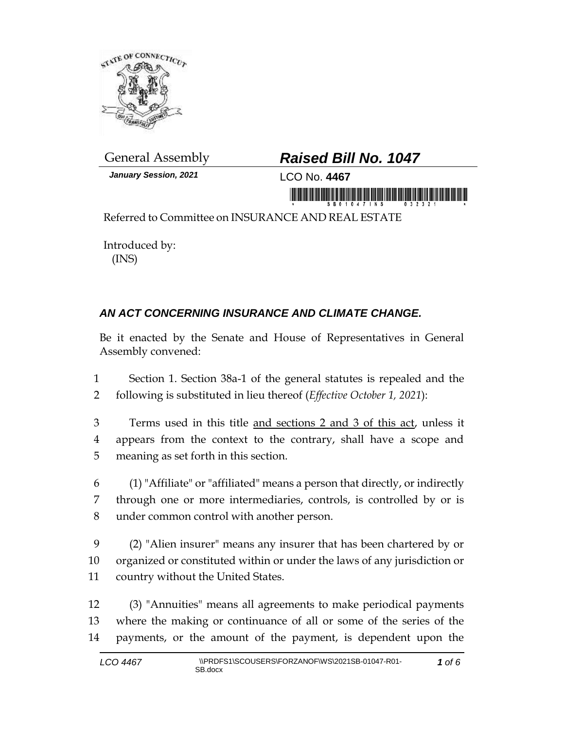General Assembly

# *Raised Bill No. 1047*

***January Session, 2021***

LCO No. **4467**

Referred to Committee on INSURANCE AND REAL ESTATE

Introduced by:
(INS)

## *AN ACT CONCERNING INSURANCE AND CLIMATE CHANGE.*

Be it enacted by the Senate and House of Representatives in General Assembly convened:

1 Section 1. Section 38a-1 of the general statutes is repealed and the
2 following is substituted in lieu thereof (*Effective October 1, 2021*):

3 Terms used in this title <u>and sections 2 and 3 of this act</u>, unless it
4 appears from the context to the contrary, shall have a scope and
5 meaning as set forth in this section.

6 (1) "Affiliate" or "affiliated" means a person that directly, or indirectly
7 through one or more intermediaries, controls, is controlled by or is
8 under common control with another person.

9 (2) "Alien insurer" means any insurer that has been chartered by or
10 organized or constituted within or under the laws of any jurisdiction or
11 country without the United States.

12 (3) "Annuities" means all agreements to make periodical payments
13 where the making or continuance of all or some of the series of the
14 payments, or the amount of the payment, is dependent upon the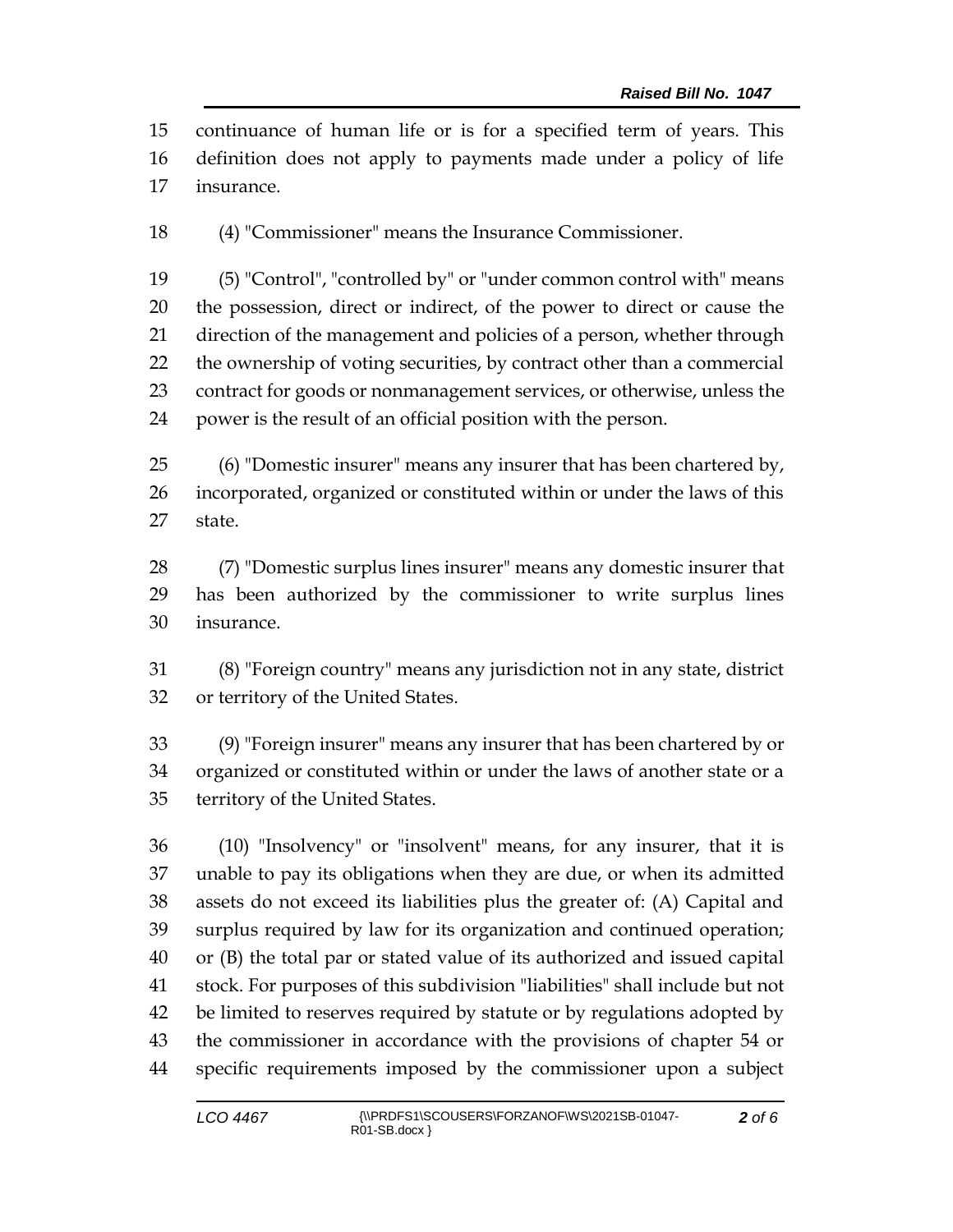continuance of human life or is for a specified term of years. This definition does not apply to payments made under a policy of life insurance.

(4) "Commissioner" means the Insurance Commissioner.

(5) "Control", "controlled by" or "under common control with" means the possession, direct or indirect, of the power to direct or cause the direction of the management and policies of a person, whether through the ownership of voting securities, by contract other than a commercial contract for goods or nonmanagement services, or otherwise, unless the power is the result of an official position with the person.

(6) "Domestic insurer" means any insurer that has been chartered by, incorporated, organized or constituted within or under the laws of this state.

(7) "Domestic surplus lines insurer" means any domestic insurer that has been authorized by the commissioner to write surplus lines insurance.

(8) "Foreign country" means any jurisdiction not in any state, district or territory of the United States.

(9) "Foreign insurer" means any insurer that has been chartered by or organized or constituted within or under the laws of another state or a territory of the United States.

(10) "Insolvency" or "insolvent" means, for any insurer, that it is unable to pay its obligations when they are due, or when its admitted assets do not exceed its liabilities plus the greater of: (A) Capital and surplus required by law for its organization and continued operation; or (B) the total par or stated value of its authorized and issued capital stock. For purposes of this subdivision "liabilities" shall include but not be limited to reserves required by statute or by regulations adopted by the commissioner in accordance with the provisions of chapter 54 or specific requirements imposed by the commissioner upon a subject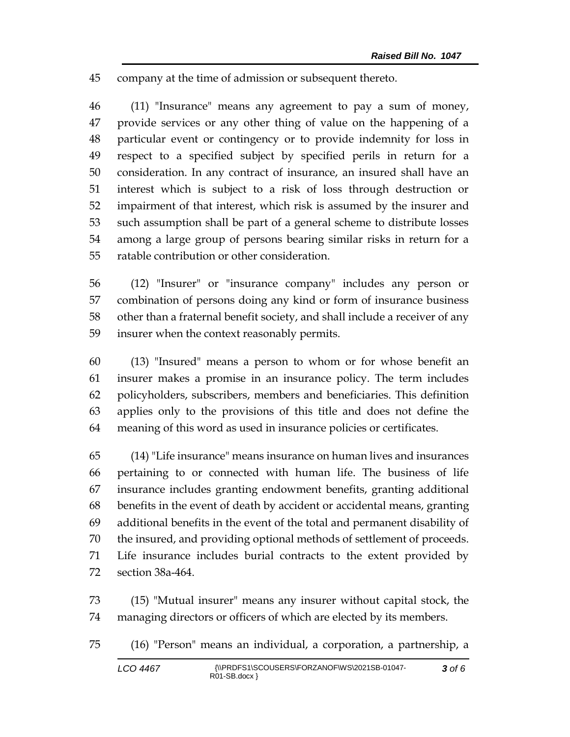company at the time of admission or subsequent thereto.

(11) "Insurance" means any agreement to pay a sum of money, provide services or any other thing of value on the happening of a particular event or contingency or to provide indemnity for loss in respect to a specified subject by specified perils in return for a consideration. In any contract of insurance, an insured shall have an interest which is subject to a risk of loss through destruction or impairment of that interest, which risk is assumed by the insurer and such assumption shall be part of a general scheme to distribute losses among a large group of persons bearing similar risks in return for a ratable contribution or other consideration.

(12) "Insurer" or "insurance company" includes any person or combination of persons doing any kind or form of insurance business other than a fraternal benefit society, and shall include a receiver of any insurer when the context reasonably permits.

(13) "Insured" means a person to whom or for whose benefit an insurer makes a promise in an insurance policy. The term includes policyholders, subscribers, members and beneficiaries. This definition applies only to the provisions of this title and does not define the meaning of this word as used in insurance policies or certificates.

(14) "Life insurance" means insurance on human lives and insurances pertaining to or connected with human life. The business of life insurance includes granting endowment benefits, granting additional benefits in the event of death by accident or accidental means, granting additional benefits in the event of the total and permanent disability of the insured, and providing optional methods of settlement of proceeds. Life insurance includes burial contracts to the extent provided by section 38a-464.

(15) "Mutual insurer" means any insurer without capital stock, the managing directors or officers of which are elected by its members.

(16) "Person" means an individual, a corporation, a partnership, a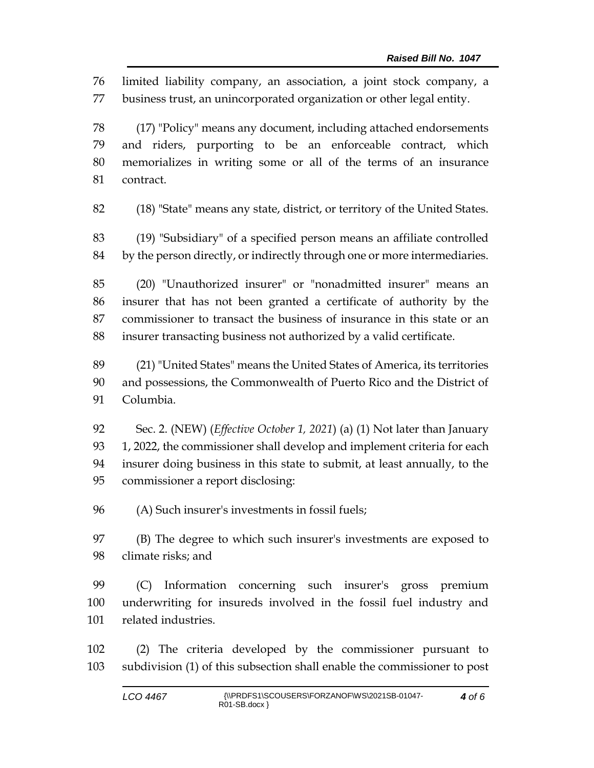limited liability company, an association, a joint stock company, a business trust, an unincorporated organization or other legal entity.

(17) "Policy" means any document, including attached endorsements and riders, purporting to be an enforceable contract, which memorializes in writing some or all of the terms of an insurance contract.

(18) "State" means any state, district, or territory of the United States.

(19) "Subsidiary" of a specified person means an affiliate controlled by the person directly, or indirectly through one or more intermediaries.

(20) "Unauthorized insurer" or "nonadmitted insurer" means an insurer that has not been granted a certificate of authority by the commissioner to transact the business of insurance in this state or an insurer transacting business not authorized by a valid certificate.

(21) "United States" means the United States of America, its territories and possessions, the Commonwealth of Puerto Rico and the District of Columbia.

Sec. 2. (NEW) (*Effective October 1, 2021*) (a) (1) Not later than January 1, 2022, the commissioner shall develop and implement criteria for each insurer doing business in this state to submit, at least annually, to the commissioner a report disclosing:

(A) Such insurer's investments in fossil fuels;

(B) The degree to which such insurer's investments are exposed to climate risks; and

(C) Information concerning such insurer's gross premium underwriting for insureds involved in the fossil fuel industry and related industries.

(2) The criteria developed by the commissioner pursuant to subdivision (1) of this subsection shall enable the commissioner to post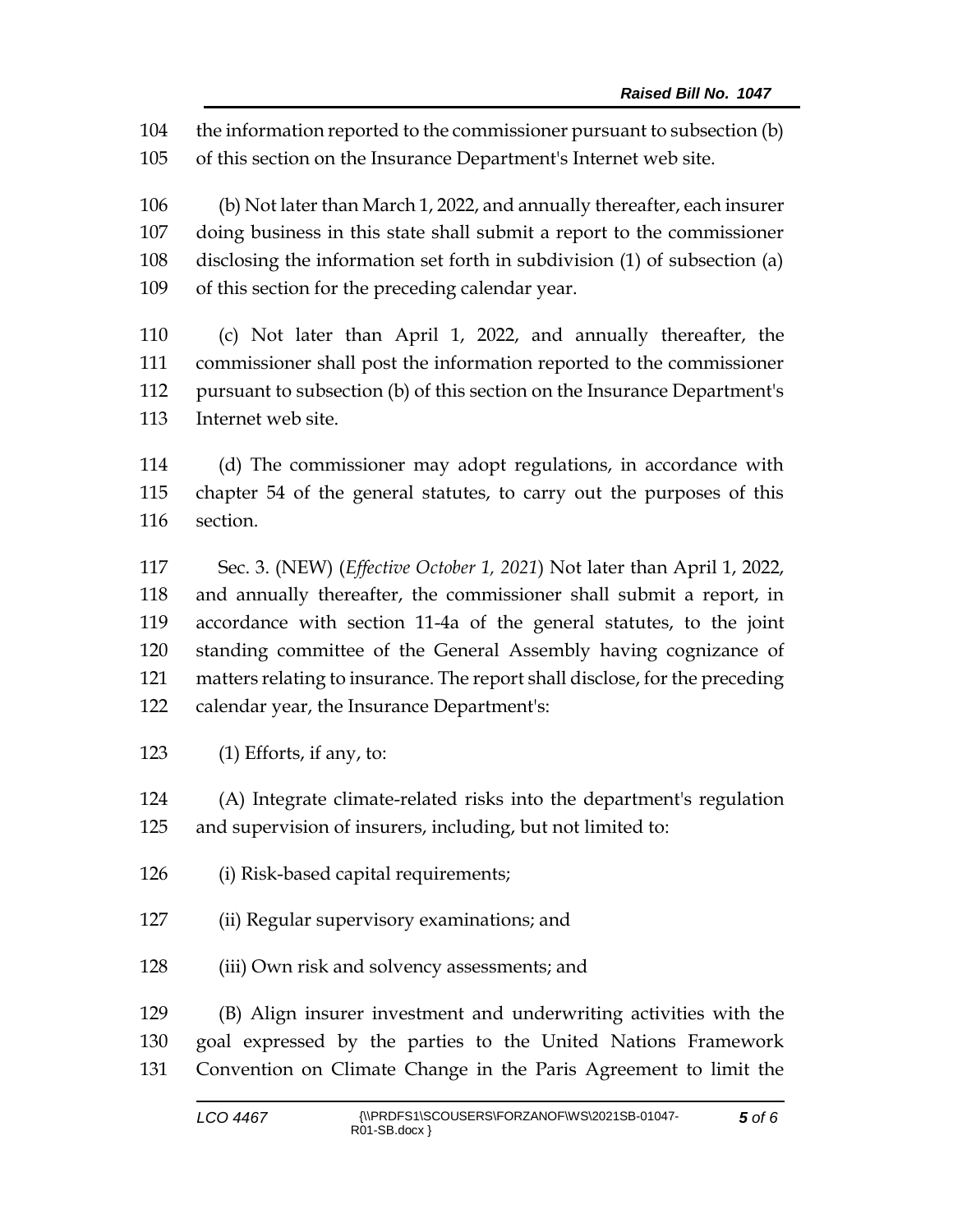the information reported to the commissioner pursuant to subsection (b) of this section on the Insurance Department's Internet web site.

(b) Not later than March 1, 2022, and annually thereafter, each insurer doing business in this state shall submit a report to the commissioner disclosing the information set forth in subdivision (1) of subsection (a) of this section for the preceding calendar year.

(c) Not later than April 1, 2022, and annually thereafter, the commissioner shall post the information reported to the commissioner pursuant to subsection (b) of this section on the Insurance Department's Internet web site.

(d) The commissioner may adopt regulations, in accordance with chapter 54 of the general statutes, to carry out the purposes of this section.

Sec. 3. (NEW) (*Effective October 1, 2021*) Not later than April 1, 2022, and annually thereafter, the commissioner shall submit a report, in accordance with section 11-4a of the general statutes, to the joint standing committee of the General Assembly having cognizance of matters relating to insurance. The report shall disclose, for the preceding calendar year, the Insurance Department's:

(1) Efforts, if any, to:

(A) Integrate climate-related risks into the department's regulation and supervision of insurers, including, but not limited to:

(i) Risk-based capital requirements;

(ii) Regular supervisory examinations; and

(iii) Own risk and solvency assessments; and

(B) Align insurer investment and underwriting activities with the goal expressed by the parties to the United Nations Framework Convention on Climate Change in the Paris Agreement to limit the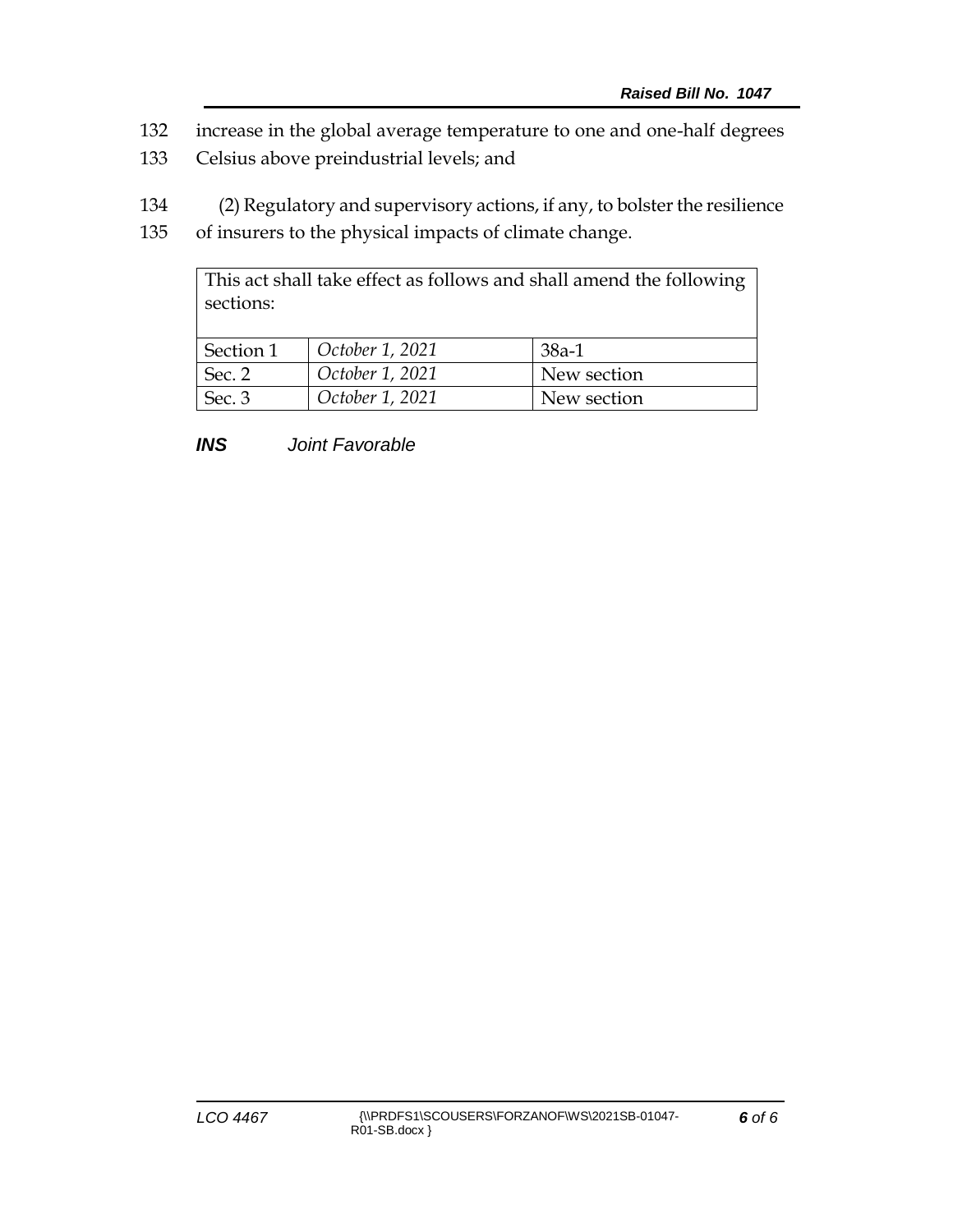132 increase in the global average temperature to one and one-half degrees
133 Celsius above preindustrial levels; and

134 (2) Regulatory and supervisory actions, if any, to bolster the resilience
135 of insurers to the physical impacts of climate change.

| This act shall take effect as follows and shall amend the following sections: | | |
|---|---|---|
| Section 1 | *October 1, 2021* | 38a-1 |
| Sec. 2 | *October 1, 2021* | New section |
| Sec. 3 | *October 1, 2021* | New section |

***INS*** *Joint Favorable*